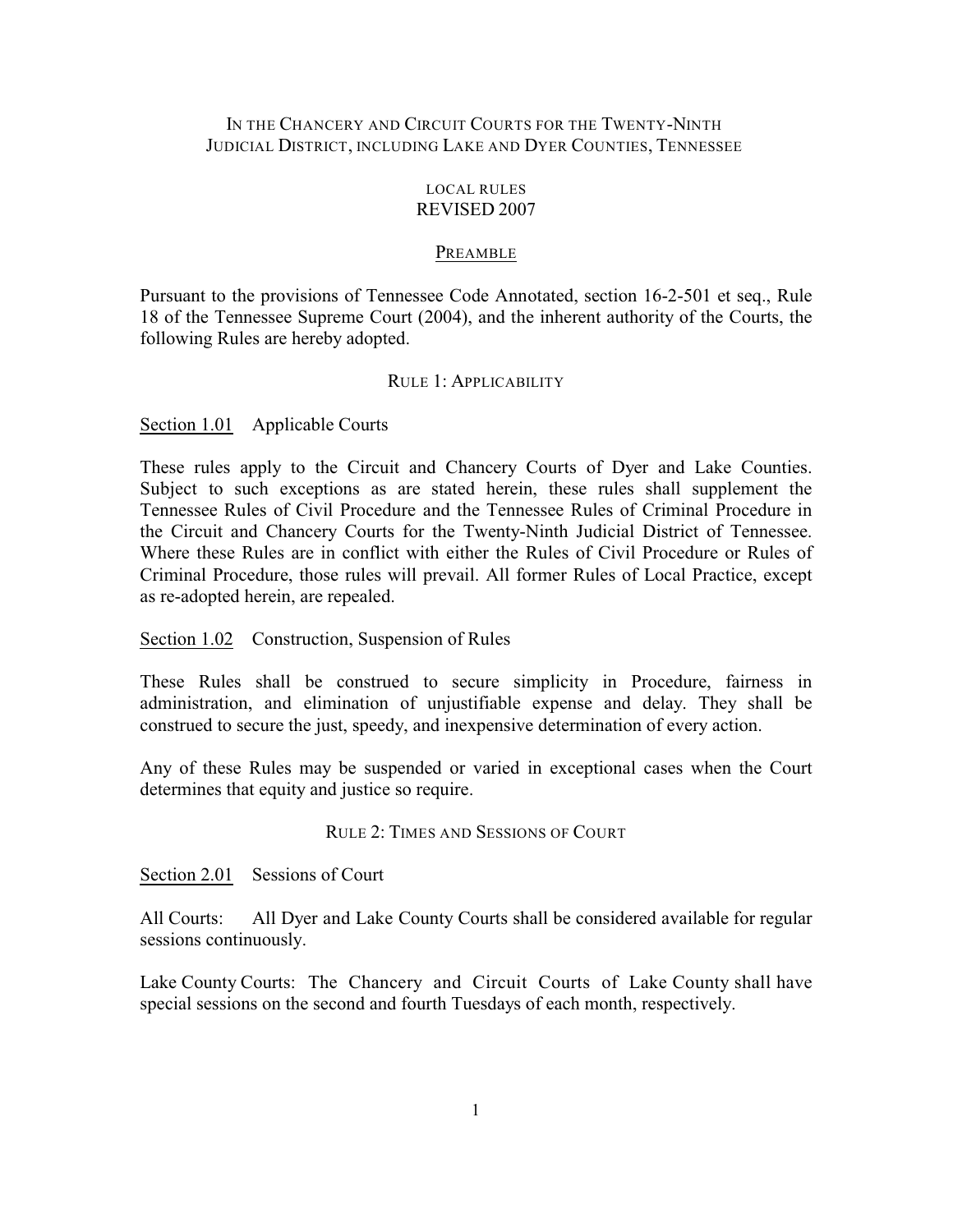# IN THE CHANCERY AND CIRCUIT COURTS FOR THE TWENTY-NINTH JUDICIAL DISTRICT, INCLUDING LAKE AND DYER COUNTIES, TENNESSEE

LOCAL RULES
REVISED 2007

## PREAMBLE

Pursuant to the provisions of Tennessee Code Annotated, section 16-2-501 et seq., Rule 18 of the Tennessee Supreme Court (2004), and the inherent authority of the Courts, the following Rules are hereby adopted.

## RULE 1: APPLICABILITY

Section 1.01 Applicable Courts

These rules apply to the Circuit and Chancery Courts of Dyer and Lake Counties. Subject to such exceptions as are stated herein, these rules shall supplement the Tennessee Rules of Civil Procedure and the Tennessee Rules of Criminal Procedure in the Circuit and Chancery Courts for the Twenty-Ninth Judicial District of Tennessee. Where these Rules are in conflict with either the Rules of Civil Procedure or Rules of Criminal Procedure, those rules will prevail. All former Rules of Local Practice, except as re-adopted herein, are repealed.

Section 1.02 Construction, Suspension of Rules

These Rules shall be construed to secure simplicity in Procedure, fairness in administration, and elimination of unjustifiable expense and delay. They shall be construed to secure the just, speedy, and inexpensive determination of every action.

Any of these Rules may be suspended or varied in exceptional cases when the Court determines that equity and justice so require.

## RULE 2: TIMES AND SESSIONS OF COURT

Section 2.01 Sessions of Court

All Courts: All Dyer and Lake County Courts shall be considered available for regular sessions continuously.

Lake County Courts: The Chancery and Circuit Courts of Lake County shall have special sessions on the second and fourth Tuesdays of each month, respectively.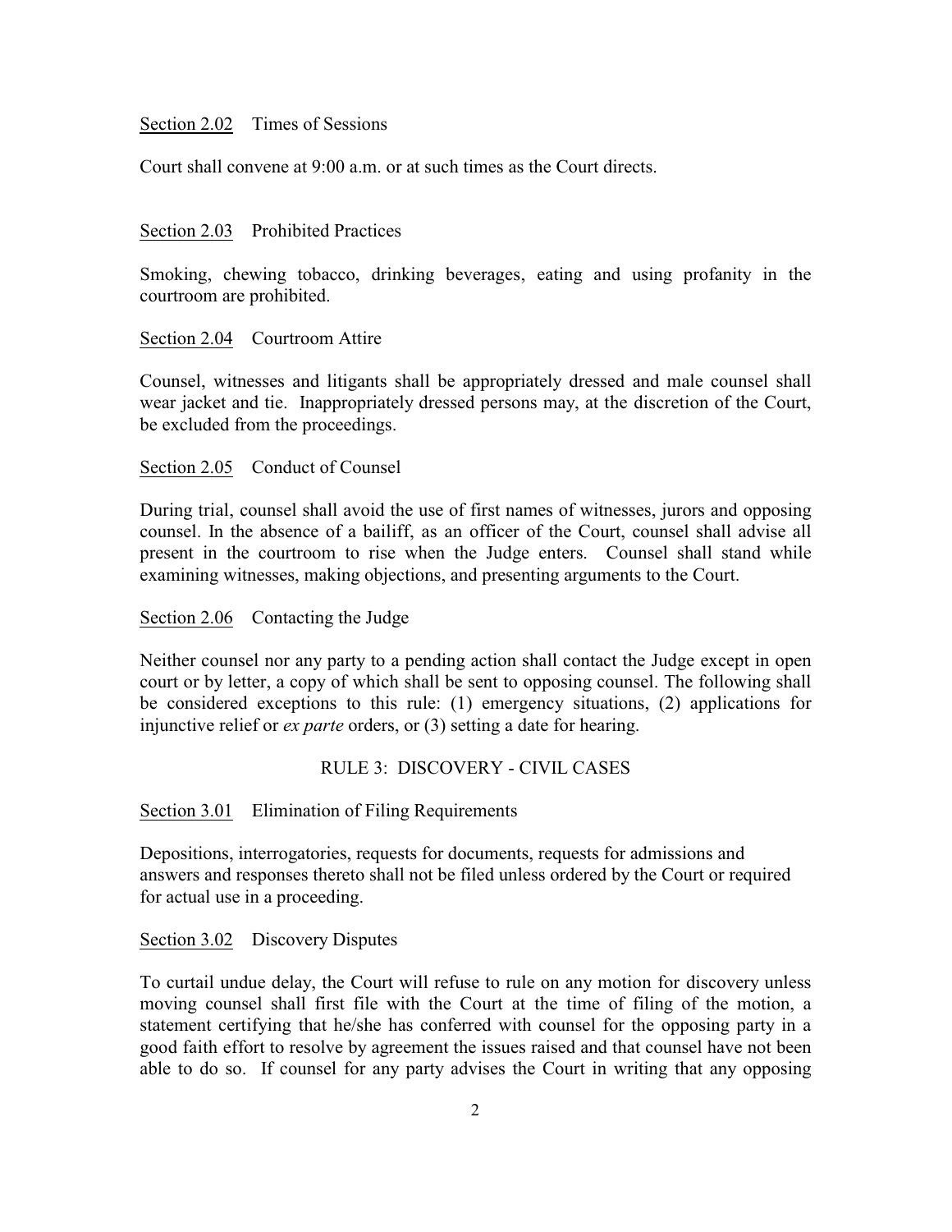Section 2.02 Times of Sessions

Court shall convene at 9:00 a.m. or at such times as the Court directs.

Section 2.03 Prohibited Practices

Smoking, chewing tobacco, drinking beverages, eating and using profanity in the courtroom are prohibited.

Section 2.04 Courtroom Attire

Counsel, witnesses and litigants shall be appropriately dressed and male counsel shall wear jacket and tie. Inappropriately dressed persons may, at the discretion of the Court, be excluded from the proceedings.

Section 2.05 Conduct of Counsel

During trial, counsel shall avoid the use of first names of witnesses, jurors and opposing counsel. In the absence of a bailiff, as an officer of the Court, counsel shall advise all present in the courtroom to rise when the Judge enters. Counsel shall stand while examining witnesses, making objections, and presenting arguments to the Court.

Section 2.06 Contacting the Judge

Neither counsel nor any party to a pending action shall contact the Judge except in open court or by letter, a copy of which shall be sent to opposing counsel. The following shall be considered exceptions to this rule: (1) emergency situations, (2) applications for injunctive relief or *ex parte* orders, or (3) setting a date for hearing.

## RULE 3: DISCOVERY - CIVIL CASES

Section 3.01 Elimination of Filing Requirements

Depositions, interrogatories, requests for documents, requests for admissions and answers and responses thereto shall not be filed unless ordered by the Court or required for actual use in a proceeding.

Section 3.02 Discovery Disputes

To curtail undue delay, the Court will refuse to rule on any motion for discovery unless moving counsel shall first file with the Court at the time of filing of the motion, a statement certifying that he/she has conferred with counsel for the opposing party in a good faith effort to resolve by agreement the issues raised and that counsel have not been able to do so. If counsel for any party advises the Court in writing that any opposing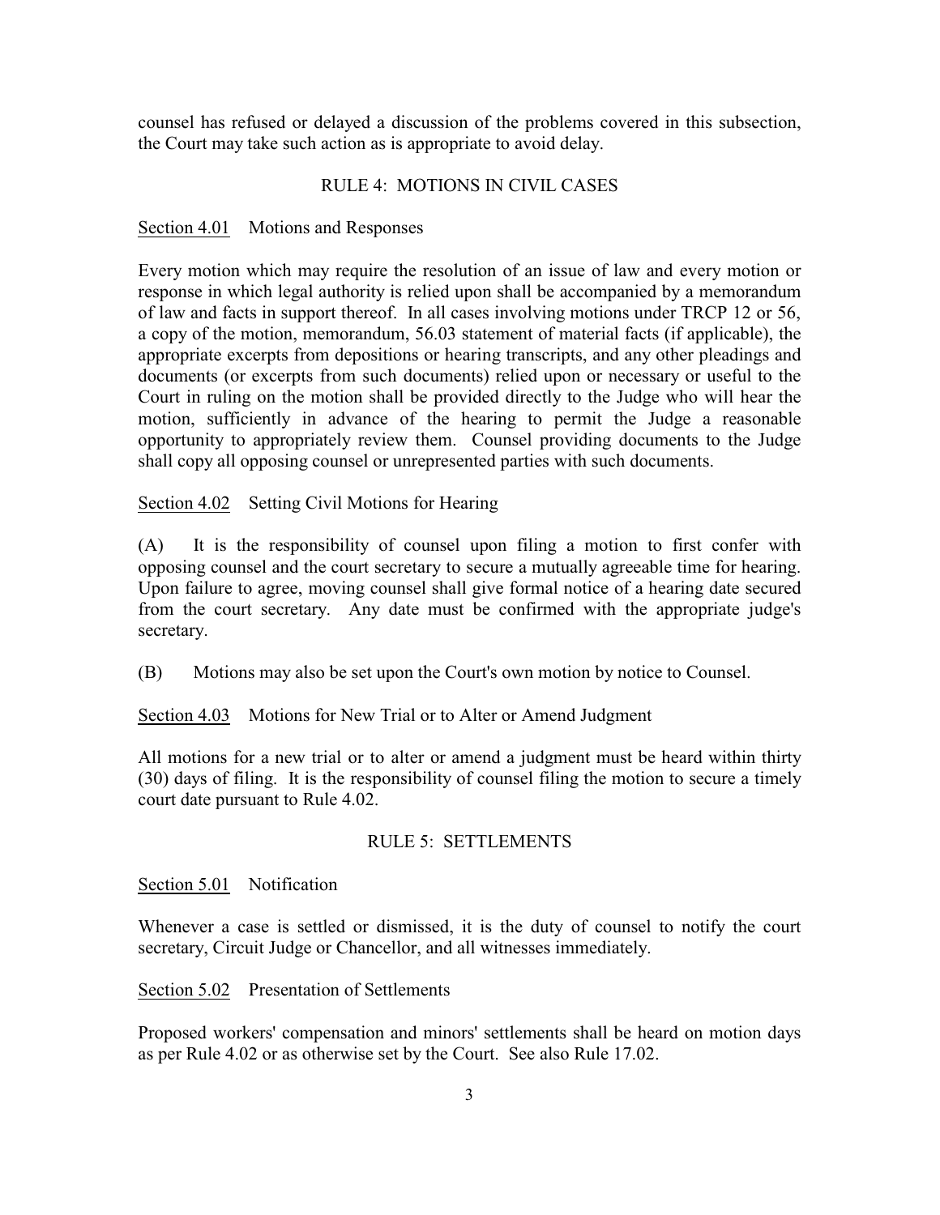counsel has refused or delayed a discussion of the problems covered in this subsection, the Court may take such action as is appropriate to avoid delay.

## RULE 4: MOTIONS IN CIVIL CASES

<u>Section 4.01</u> Motions and Responses

Every motion which may require the resolution of an issue of law and every motion or response in which legal authority is relied upon shall be accompanied by a memorandum of law and facts in support thereof. In all cases involving motions under TRCP 12 or 56, a copy of the motion, memorandum, 56.03 statement of material facts (if applicable), the appropriate excerpts from depositions or hearing transcripts, and any other pleadings and documents (or excerpts from such documents) relied upon or necessary or useful to the Court in ruling on the motion shall be provided directly to the Judge who will hear the motion, sufficiently in advance of the hearing to permit the Judge a reasonable opportunity to appropriately review them. Counsel providing documents to the Judge shall copy all opposing counsel or unrepresented parties with such documents.

<u>Section 4.02</u> Setting Civil Motions for Hearing

(A) It is the responsibility of counsel upon filing a motion to first confer with opposing counsel and the court secretary to secure a mutually agreeable time for hearing. Upon failure to agree, moving counsel shall give formal notice of a hearing date secured from the court secretary. Any date must be confirmed with the appropriate judge's secretary.

(B) Motions may also be set upon the Court's own motion by notice to Counsel.

<u>Section 4.03</u> Motions for New Trial or to Alter or Amend Judgment

All motions for a new trial or to alter or amend a judgment must be heard within thirty (30) days of filing. It is the responsibility of counsel filing the motion to secure a timely court date pursuant to Rule 4.02.

## RULE 5: SETTLEMENTS

<u>Section 5.01</u> Notification

Whenever a case is settled or dismissed, it is the duty of counsel to notify the court secretary, Circuit Judge or Chancellor, and all witnesses immediately.

<u>Section 5.02</u> Presentation of Settlements

Proposed workers' compensation and minors' settlements shall be heard on motion days as per Rule 4.02 or as otherwise set by the Court. See also Rule 17.02.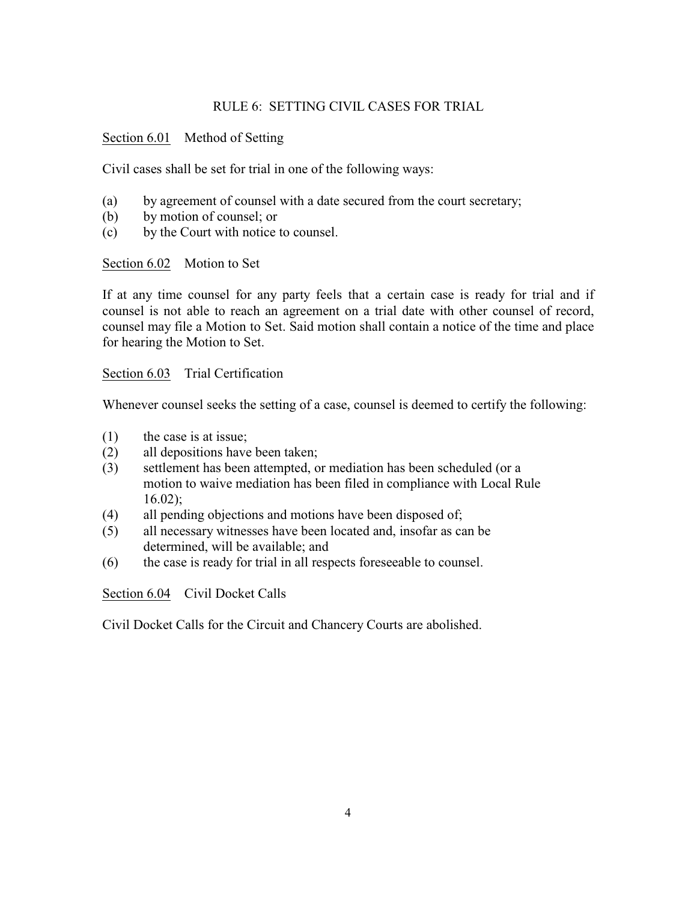# RULE 6: SETTING CIVIL CASES FOR TRIAL

<u>Section 6.01</u> Method of Setting

Civil cases shall be set for trial in one of the following ways:

(a) by agreement of counsel with a date secured from the court secretary;
(b) by motion of counsel; or
(c) by the Court with notice to counsel.

<u>Section 6.02</u> Motion to Set

If at any time counsel for any party feels that a certain case is ready for trial and if counsel is not able to reach an agreement on a trial date with other counsel of record, counsel may file a Motion to Set. Said motion shall contain a notice of the time and place for hearing the Motion to Set.

<u>Section 6.03</u> Trial Certification

Whenever counsel seeks the setting of a case, counsel is deemed to certify the following:

(1) the case is at issue;
(2) all depositions have been taken;
(3) settlement has been attempted, or mediation has been scheduled (or a motion to waive mediation has been filed in compliance with Local Rule 16.02);
(4) all pending objections and motions have been disposed of;
(5) all necessary witnesses have been located and, insofar as can be determined, will be available; and
(6) the case is ready for trial in all respects foreseeable to counsel.

<u>Section 6.04</u> Civil Docket Calls

Civil Docket Calls for the Circuit and Chancery Courts are abolished.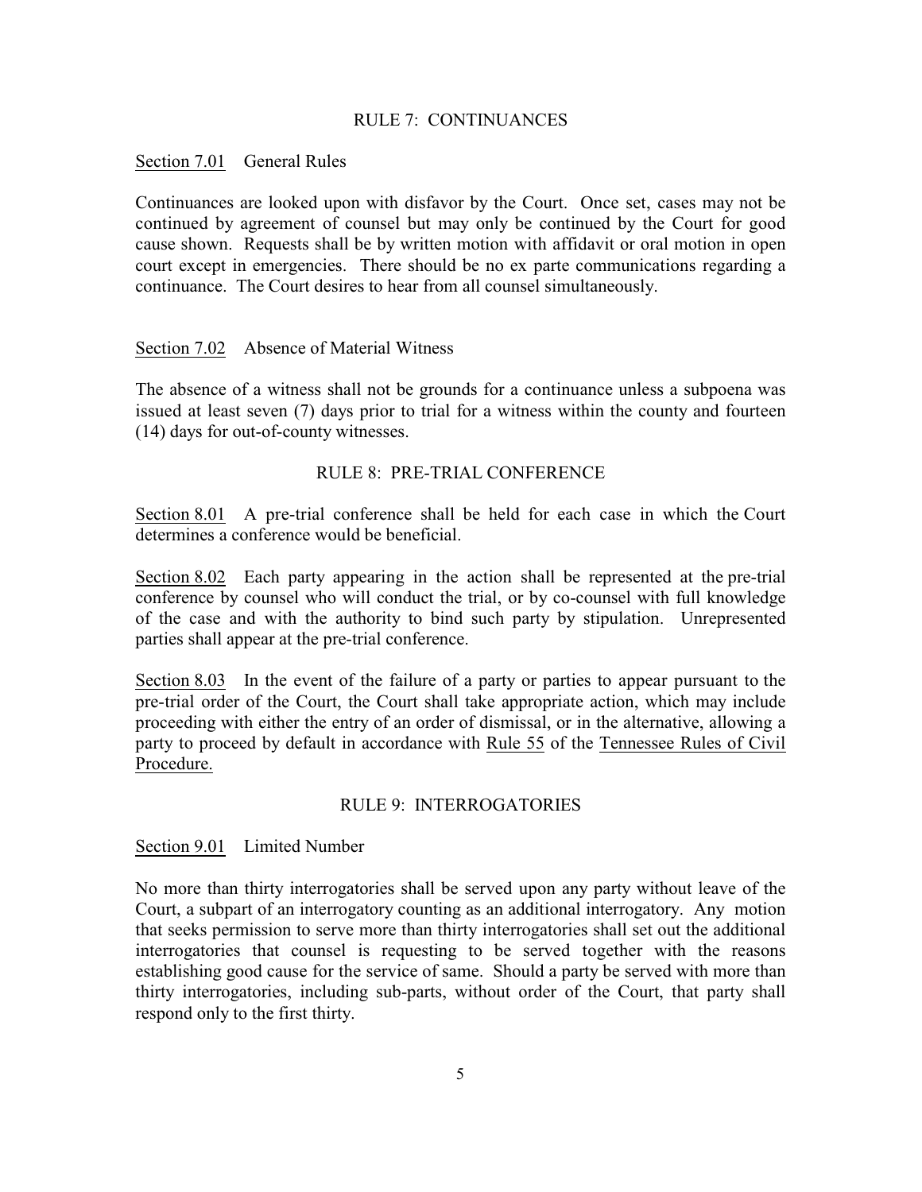## RULE 7: CONTINUANCES

Section 7.01 General Rules

Continuances are looked upon with disfavor by the Court. Once set, cases may not be continued by agreement of counsel but may only be continued by the Court for good cause shown. Requests shall be by written motion with affidavit or oral motion in open court except in emergencies. There should be no ex parte communications regarding a continuance. The Court desires to hear from all counsel simultaneously.

Section 7.02 Absence of Material Witness

The absence of a witness shall not be grounds for a continuance unless a subpoena was issued at least seven (7) days prior to trial for a witness within the county and fourteen (14) days for out-of-county witnesses.

## RULE 8: PRE-TRIAL CONFERENCE

Section 8.01 A pre-trial conference shall be held for each case in which the Court determines a conference would be beneficial.

Section 8.02 Each party appearing in the action shall be represented at the pre-trial conference by counsel who will conduct the trial, or by co-counsel with full knowledge of the case and with the authority to bind such party by stipulation. Unrepresented parties shall appear at the pre-trial conference.

Section 8.03 In the event of the failure of a party or parties to appear pursuant to the pre-trial order of the Court, the Court shall take appropriate action, which may include proceeding with either the entry of an order of dismissal, or in the alternative, allowing a party to proceed by default in accordance with Rule 55 of the Tennessee Rules of Civil Procedure.

## RULE 9: INTERROGATORIES

Section 9.01 Limited Number

No more than thirty interrogatories shall be served upon any party without leave of the Court, a subpart of an interrogatory counting as an additional interrogatory. Any motion that seeks permission to serve more than thirty interrogatories shall set out the additional interrogatories that counsel is requesting to be served together with the reasons establishing good cause for the service of same. Should a party be served with more than thirty interrogatories, including sub-parts, without order of the Court, that party shall respond only to the first thirty.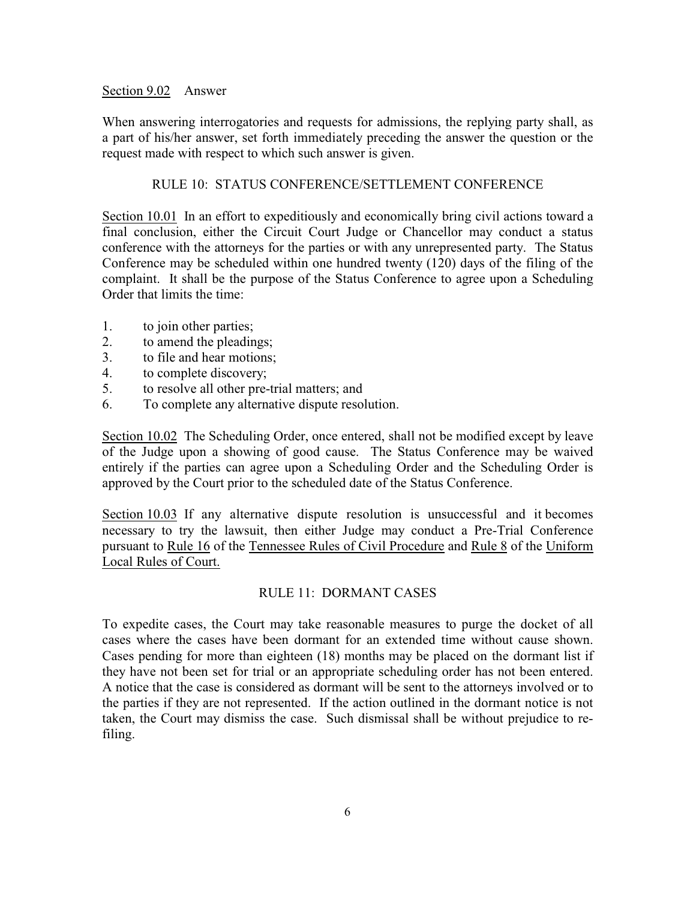Section 9.02 Answer

When answering interrogatories and requests for admissions, the replying party shall, as a part of his/her answer, set forth immediately preceding the answer the question or the request made with respect to which such answer is given.

## RULE 10: STATUS CONFERENCE/SETTLEMENT CONFERENCE

Section 10.01 In an effort to expeditiously and economically bring civil actions toward a final conclusion, either the Circuit Court Judge or Chancellor may conduct a status conference with the attorneys for the parties or with any unrepresented party. The Status Conference may be scheduled within one hundred twenty (120) days of the filing of the complaint. It shall be the purpose of the Status Conference to agree upon a Scheduling Order that limits the time:

1. to join other parties;
2. to amend the pleadings;
3. to file and hear motions;
4. to complete discovery;
5. to resolve all other pre-trial matters; and
6. To complete any alternative dispute resolution.

Section 10.02 The Scheduling Order, once entered, shall not be modified except by leave of the Judge upon a showing of good cause. The Status Conference may be waived entirely if the parties can agree upon a Scheduling Order and the Scheduling Order is approved by the Court prior to the scheduled date of the Status Conference.

Section 10.03 If any alternative dispute resolution is unsuccessful and it becomes necessary to try the lawsuit, then either Judge may conduct a Pre-Trial Conference pursuant to Rule 16 of the Tennessee Rules of Civil Procedure and Rule 8 of the Uniform Local Rules of Court.

## RULE 11: DORMANT CASES

To expedite cases, the Court may take reasonable measures to purge the docket of all cases where the cases have been dormant for an extended time without cause shown. Cases pending for more than eighteen (18) months may be placed on the dormant list if they have not been set for trial or an appropriate scheduling order has not been entered. A notice that the case is considered as dormant will be sent to the attorneys involved or to the parties if they are not represented. If the action outlined in the dormant notice is not taken, the Court may dismiss the case. Such dismissal shall be without prejudice to re-filing.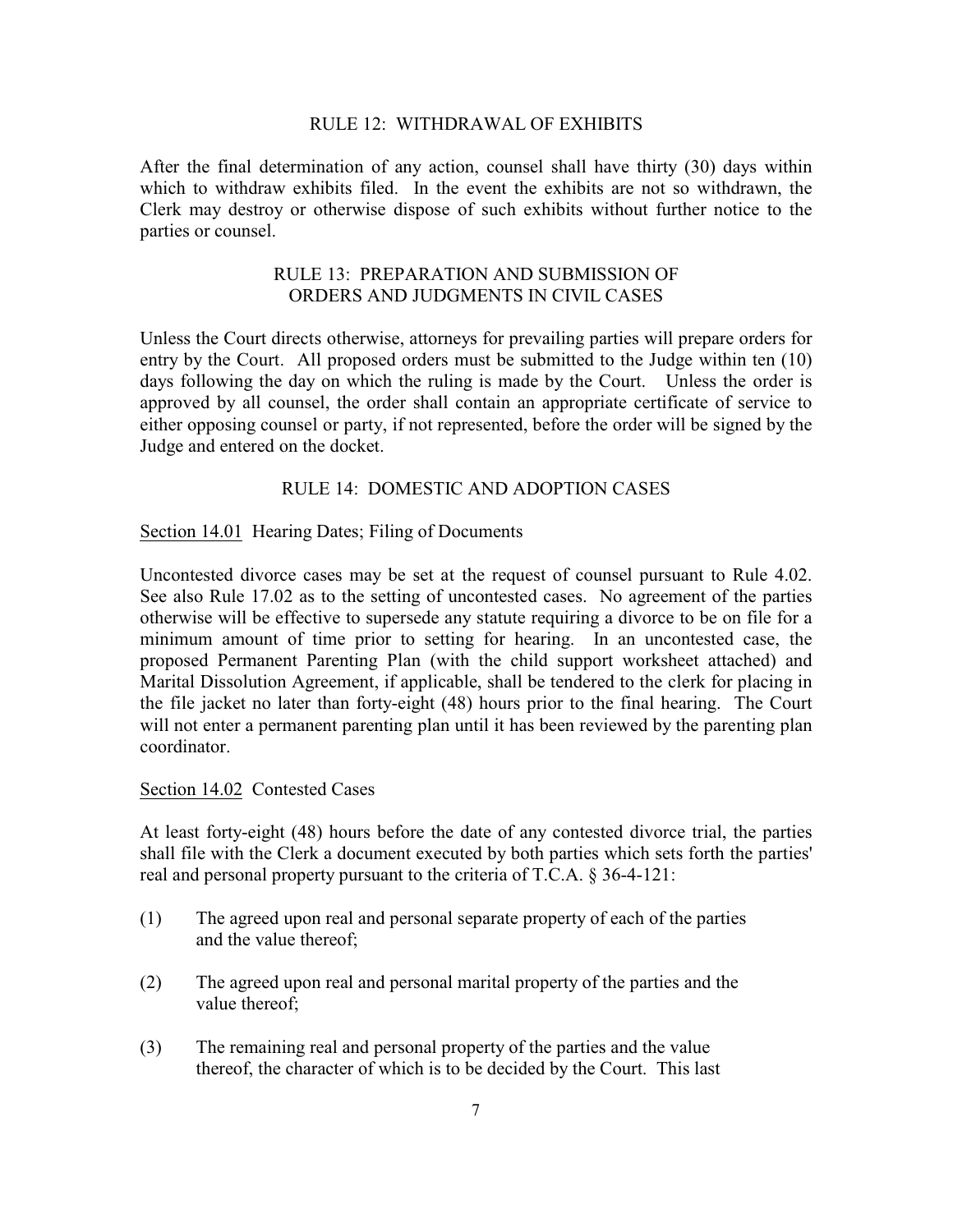## RULE 12: WITHDRAWAL OF EXHIBITS

After the final determination of any action, counsel shall have thirty (30) days within which to withdraw exhibits filed. In the event the exhibits are not so withdrawn, the Clerk may destroy or otherwise dispose of such exhibits without further notice to the parties or counsel.

## RULE 13: PREPARATION AND SUBMISSION OF ORDERS AND JUDGMENTS IN CIVIL CASES

Unless the Court directs otherwise, attorneys for prevailing parties will prepare orders for entry by the Court. All proposed orders must be submitted to the Judge within ten (10) days following the day on which the ruling is made by the Court. Unless the order is approved by all counsel, the order shall contain an appropriate certificate of service to either opposing counsel or party, if not represented, before the order will be signed by the Judge and entered on the docket.

## RULE 14: DOMESTIC AND ADOPTION CASES

<u>Section 14.01</u> Hearing Dates; Filing of Documents

Uncontested divorce cases may be set at the request of counsel pursuant to Rule 4.02. See also Rule 17.02 as to the setting of uncontested cases. No agreement of the parties otherwise will be effective to supersede any statute requiring a divorce to be on file for a minimum amount of time prior to setting for hearing. In an uncontested case, the proposed Permanent Parenting Plan (with the child support worksheet attached) and Marital Dissolution Agreement, if applicable, shall be tendered to the clerk for placing in the file jacket no later than forty-eight (48) hours prior to the final hearing. The Court will not enter a permanent parenting plan until it has been reviewed by the parenting plan coordinator.

<u>Section 14.02</u> Contested Cases

At least forty-eight (48) hours before the date of any contested divorce trial, the parties shall file with the Clerk a document executed by both parties which sets forth the parties' real and personal property pursuant to the criteria of T.C.A. § 36-4-121:

(1) The agreed upon real and personal separate property of each of the parties and the value thereof;

(2) The agreed upon real and personal marital property of the parties and the value thereof;

(3) The remaining real and personal property of the parties and the value thereof, the character of which is to be decided by the Court. This last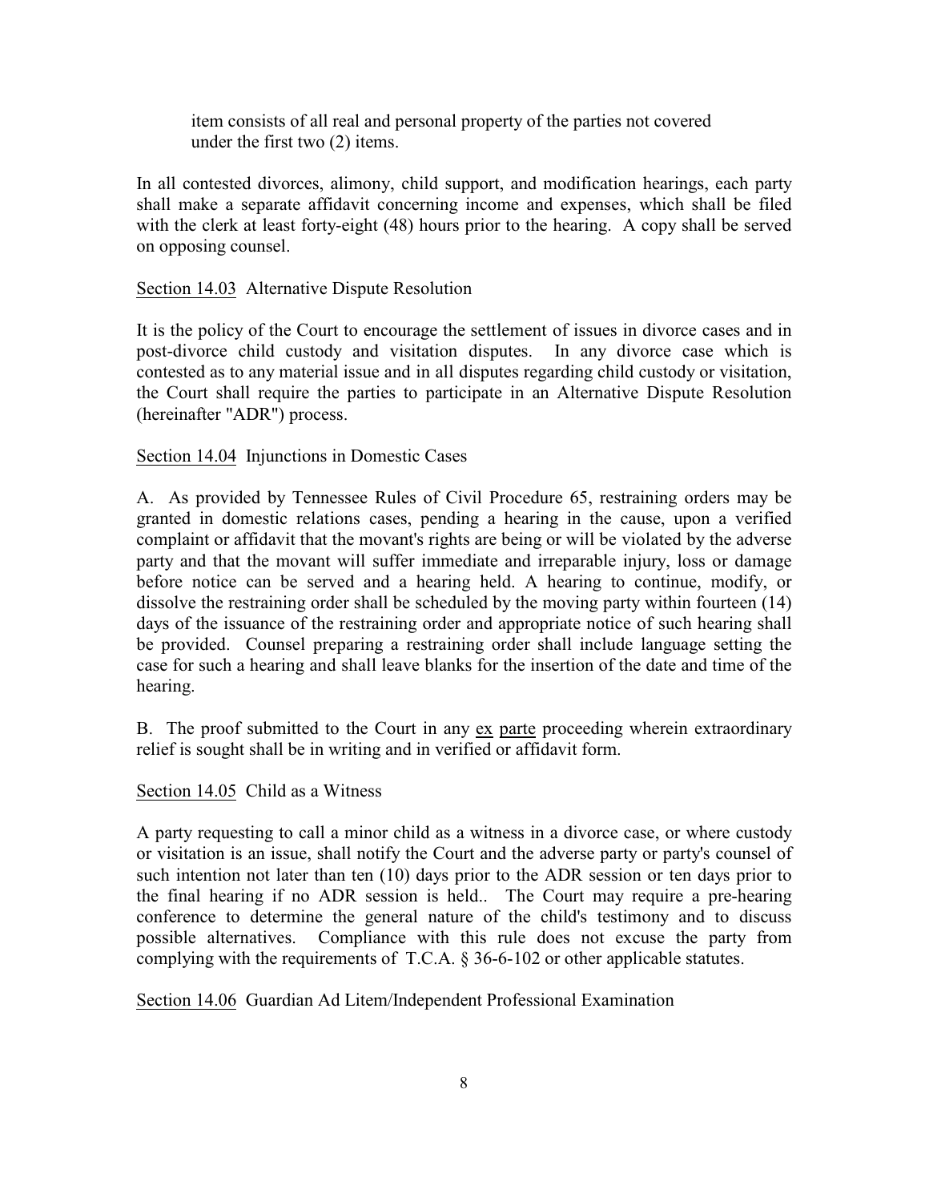item consists of all real and personal property of the parties not covered under the first two (2) items.

In all contested divorces, alimony, child support, and modification hearings, each party shall make a separate affidavit concerning income and expenses, which shall be filed with the clerk at least forty-eight (48) hours prior to the hearing. A copy shall be served on opposing counsel.

Section 14.03 Alternative Dispute Resolution

It is the policy of the Court to encourage the settlement of issues in divorce cases and in post-divorce child custody and visitation disputes. In any divorce case which is contested as to any material issue and in all disputes regarding child custody or visitation, the Court shall require the parties to participate in an Alternative Dispute Resolution (hereinafter "ADR") process.

Section 14.04 Injunctions in Domestic Cases

A. As provided by Tennessee Rules of Civil Procedure 65, restraining orders may be granted in domestic relations cases, pending a hearing in the cause, upon a verified complaint or affidavit that the movant's rights are being or will be violated by the adverse party and that the movant will suffer immediate and irreparable injury, loss or damage before notice can be served and a hearing held. A hearing to continue, modify, or dissolve the restraining order shall be scheduled by the moving party within fourteen (14) days of the issuance of the restraining order and appropriate notice of such hearing shall be provided. Counsel preparing a restraining order shall include language setting the case for such a hearing and shall leave blanks for the insertion of the date and time of the hearing.

B. The proof submitted to the Court in any ex parte proceeding wherein extraordinary relief is sought shall be in writing and in verified or affidavit form.

Section 14.05 Child as a Witness

A party requesting to call a minor child as a witness in a divorce case, or where custody or visitation is an issue, shall notify the Court and the adverse party or party's counsel of such intention not later than ten (10) days prior to the ADR session or ten days prior to the final hearing if no ADR session is held.. The Court may require a pre-hearing conference to determine the general nature of the child's testimony and to discuss possible alternatives. Compliance with this rule does not excuse the party from complying with the requirements of T.C.A. § 36-6-102 or other applicable statutes.

Section 14.06 Guardian Ad Litem/Independent Professional Examination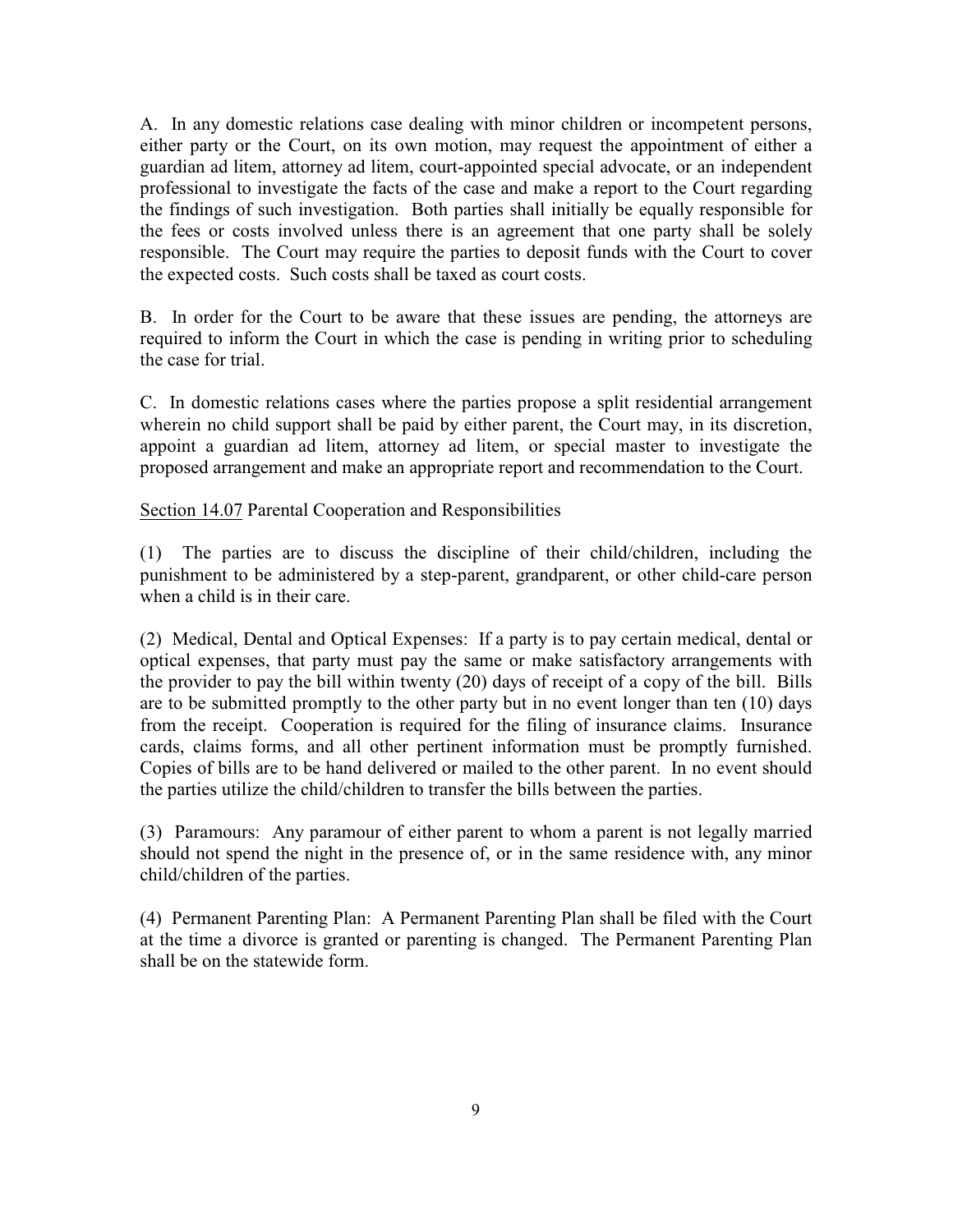A. In any domestic relations case dealing with minor children or incompetent persons, either party or the Court, on its own motion, may request the appointment of either a guardian ad litem, attorney ad litem, court-appointed special advocate, or an independent professional to investigate the facts of the case and make a report to the Court regarding the findings of such investigation. Both parties shall initially be equally responsible for the fees or costs involved unless there is an agreement that one party shall be solely responsible. The Court may require the parties to deposit funds with the Court to cover the expected costs. Such costs shall be taxed as court costs.

B. In order for the Court to be aware that these issues are pending, the attorneys are required to inform the Court in which the case is pending in writing prior to scheduling the case for trial.

C. In domestic relations cases where the parties propose a split residential arrangement wherein no child support shall be paid by either parent, the Court may, in its discretion, appoint a guardian ad litem, attorney ad litem, or special master to investigate the proposed arrangement and make an appropriate report and recommendation to the Court.

<u>Section 14.07</u> Parental Cooperation and Responsibilities

(1) The parties are to discuss the discipline of their child/children, including the punishment to be administered by a step-parent, grandparent, or other child-care person when a child is in their care.

(2) Medical, Dental and Optical Expenses: If a party is to pay certain medical, dental or optical expenses, that party must pay the same or make satisfactory arrangements with the provider to pay the bill within twenty (20) days of receipt of a copy of the bill. Bills are to be submitted promptly to the other party but in no event longer than ten (10) days from the receipt. Cooperation is required for the filing of insurance claims. Insurance cards, claims forms, and all other pertinent information must be promptly furnished. Copies of bills are to be hand delivered or mailed to the other parent. In no event should the parties utilize the child/children to transfer the bills between the parties.

(3) Paramours: Any paramour of either parent to whom a parent is not legally married should not spend the night in the presence of, or in the same residence with, any minor child/children of the parties.

(4) Permanent Parenting Plan: A Permanent Parenting Plan shall be filed with the Court at the time a divorce is granted or parenting is changed. The Permanent Parenting Plan shall be on the statewide form.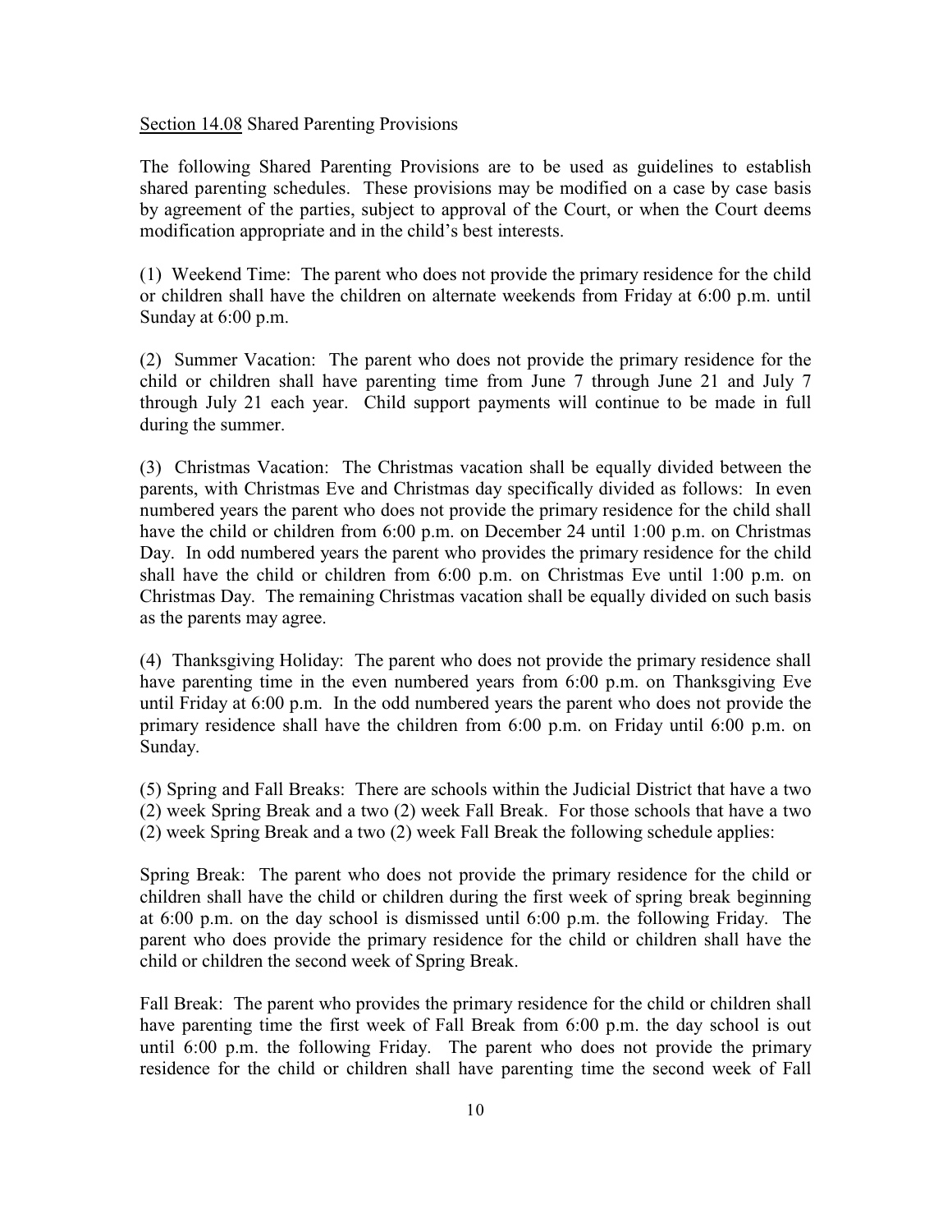Section 14.08 Shared Parenting Provisions

The following Shared Parenting Provisions are to be used as guidelines to establish shared parenting schedules. These provisions may be modified on a case by case basis by agreement of the parties, subject to approval of the Court, or when the Court deems modification appropriate and in the child's best interests.

(1) Weekend Time: The parent who does not provide the primary residence for the child or children shall have the children on alternate weekends from Friday at 6:00 p.m. until Sunday at 6:00 p.m.

(2) Summer Vacation: The parent who does not provide the primary residence for the child or children shall have parenting time from June 7 through June 21 and July 7 through July 21 each year. Child support payments will continue to be made in full during the summer.

(3) Christmas Vacation: The Christmas vacation shall be equally divided between the parents, with Christmas Eve and Christmas day specifically divided as follows: In even numbered years the parent who does not provide the primary residence for the child shall have the child or children from 6:00 p.m. on December 24 until 1:00 p.m. on Christmas Day. In odd numbered years the parent who provides the primary residence for the child shall have the child or children from 6:00 p.m. on Christmas Eve until 1:00 p.m. on Christmas Day. The remaining Christmas vacation shall be equally divided on such basis as the parents may agree.

(4) Thanksgiving Holiday: The parent who does not provide the primary residence shall have parenting time in the even numbered years from 6:00 p.m. on Thanksgiving Eve until Friday at 6:00 p.m. In the odd numbered years the parent who does not provide the primary residence shall have the children from 6:00 p.m. on Friday until 6:00 p.m. on Sunday.

(5) Spring and Fall Breaks: There are schools within the Judicial District that have a two (2) week Spring Break and a two (2) week Fall Break. For those schools that have a two (2) week Spring Break and a two (2) week Fall Break the following schedule applies:

Spring Break: The parent who does not provide the primary residence for the child or children shall have the child or children during the first week of spring break beginning at 6:00 p.m. on the day school is dismissed until 6:00 p.m. the following Friday. The parent who does provide the primary residence for the child or children shall have the child or children the second week of Spring Break.

Fall Break: The parent who provides the primary residence for the child or children shall have parenting time the first week of Fall Break from 6:00 p.m. the day school is out until 6:00 p.m. the following Friday. The parent who does not provide the primary residence for the child or children shall have parenting time the second week of Fall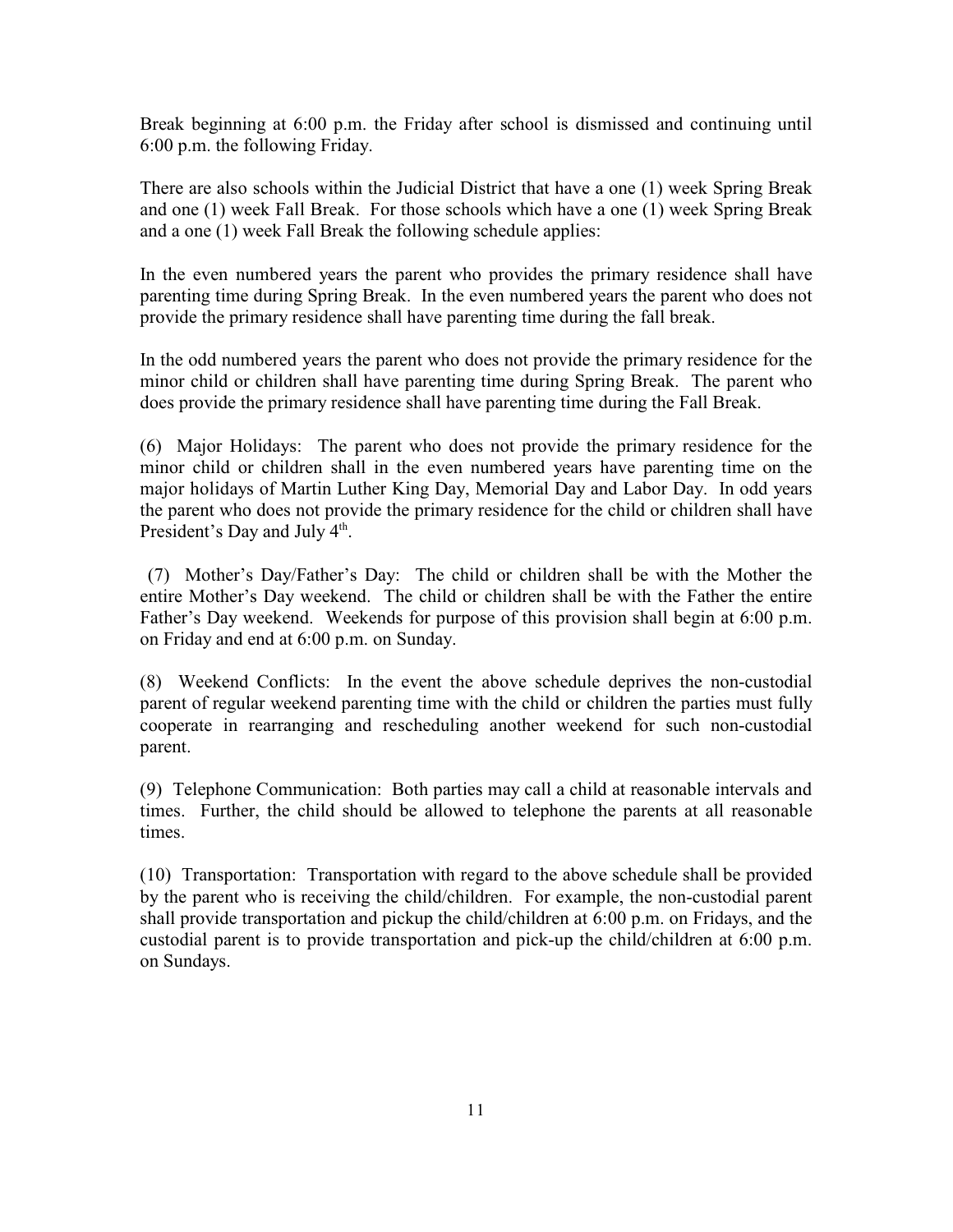Break beginning at 6:00 p.m. the Friday after school is dismissed and continuing until 6:00 p.m. the following Friday.

There are also schools within the Judicial District that have a one (1) week Spring Break and one (1) week Fall Break. For those schools which have a one (1) week Spring Break and a one (1) week Fall Break the following schedule applies:

In the even numbered years the parent who provides the primary residence shall have parenting time during Spring Break. In the even numbered years the parent who does not provide the primary residence shall have parenting time during the fall break.

In the odd numbered years the parent who does not provide the primary residence for the minor child or children shall have parenting time during Spring Break. The parent who does provide the primary residence shall have parenting time during the Fall Break.

(6) Major Holidays: The parent who does not provide the primary residence for the minor child or children shall in the even numbered years have parenting time on the major holidays of Martin Luther King Day, Memorial Day and Labor Day. In odd years the parent who does not provide the primary residence for the child or children shall have President's Day and July 4th.

(7) Mother's Day/Father's Day: The child or children shall be with the Mother the entire Mother's Day weekend. The child or children shall be with the Father the entire Father's Day weekend. Weekends for purpose of this provision shall begin at 6:00 p.m. on Friday and end at 6:00 p.m. on Sunday.

(8) Weekend Conflicts: In the event the above schedule deprives the non-custodial parent of regular weekend parenting time with the child or children the parties must fully cooperate in rearranging and rescheduling another weekend for such non-custodial parent.

(9) Telephone Communication: Both parties may call a child at reasonable intervals and times. Further, the child should be allowed to telephone the parents at all reasonable times.

(10) Transportation: Transportation with regard to the above schedule shall be provided by the parent who is receiving the child/children. For example, the non-custodial parent shall provide transportation and pickup the child/children at 6:00 p.m. on Fridays, and the custodial parent is to provide transportation and pick-up the child/children at 6:00 p.m. on Sundays.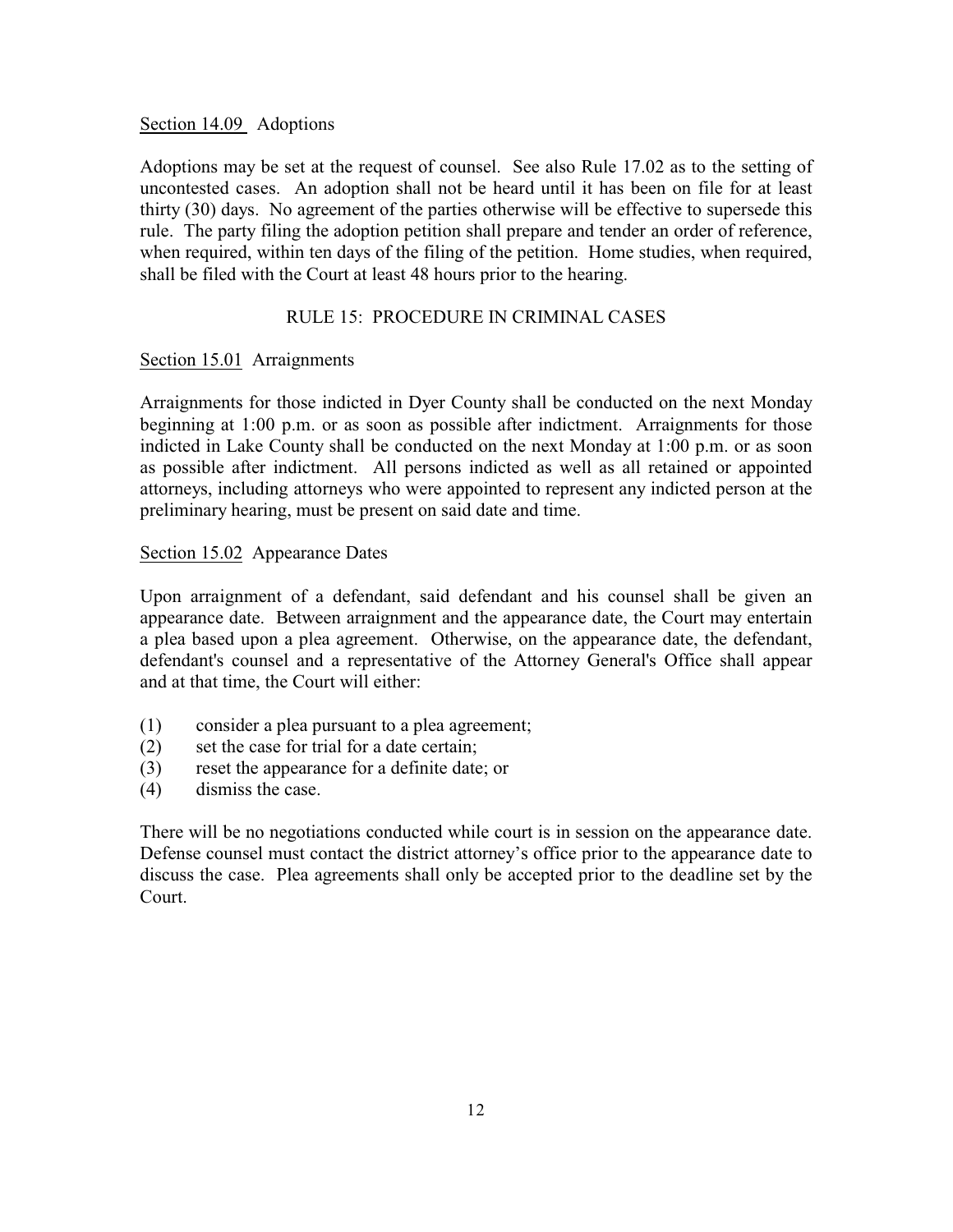Section 14.09 Adoptions

Adoptions may be set at the request of counsel. See also Rule 17.02 as to the setting of uncontested cases. An adoption shall not be heard until it has been on file for at least thirty (30) days. No agreement of the parties otherwise will be effective to supersede this rule. The party filing the adoption petition shall prepare and tender an order of reference, when required, within ten days of the filing of the petition. Home studies, when required, shall be filed with the Court at least 48 hours prior to the hearing.

## RULE 15: PROCEDURE IN CRIMINAL CASES

Section 15.01 Arraignments

Arraignments for those indicted in Dyer County shall be conducted on the next Monday beginning at 1:00 p.m. or as soon as possible after indictment. Arraignments for those indicted in Lake County shall be conducted on the next Monday at 1:00 p.m. or as soon as possible after indictment. All persons indicted as well as all retained or appointed attorneys, including attorneys who were appointed to represent any indicted person at the preliminary hearing, must be present on said date and time.

Section 15.02 Appearance Dates

Upon arraignment of a defendant, said defendant and his counsel shall be given an appearance date. Between arraignment and the appearance date, the Court may entertain a plea based upon a plea agreement. Otherwise, on the appearance date, the defendant, defendant's counsel and a representative of the Attorney General's Office shall appear and at that time, the Court will either:

(1) consider a plea pursuant to a plea agreement;
(2) set the case for trial for a date certain;
(3) reset the appearance for a definite date; or
(4) dismiss the case.

There will be no negotiations conducted while court is in session on the appearance date. Defense counsel must contact the district attorney's office prior to the appearance date to discuss the case. Plea agreements shall only be accepted prior to the deadline set by the Court.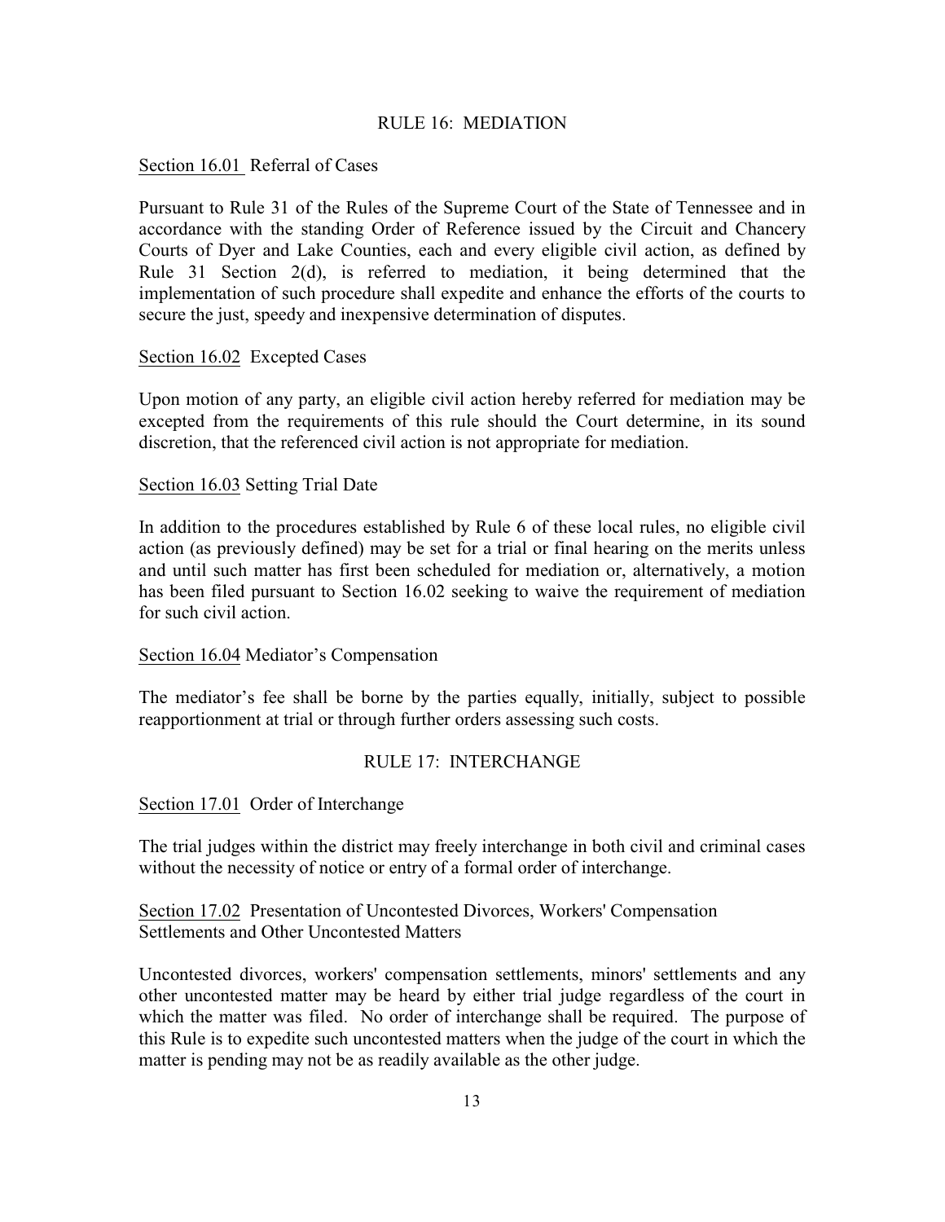## RULE 16: MEDIATION

Section 16.01 Referral of Cases

Pursuant to Rule 31 of the Rules of the Supreme Court of the State of Tennessee and in accordance with the standing Order of Reference issued by the Circuit and Chancery Courts of Dyer and Lake Counties, each and every eligible civil action, as defined by Rule 31 Section 2(d), is referred to mediation, it being determined that the implementation of such procedure shall expedite and enhance the efforts of the courts to secure the just, speedy and inexpensive determination of disputes.

Section 16.02 Excepted Cases

Upon motion of any party, an eligible civil action hereby referred for mediation may be excepted from the requirements of this rule should the Court determine, in its sound discretion, that the referenced civil action is not appropriate for mediation.

Section 16.03 Setting Trial Date

In addition to the procedures established by Rule 6 of these local rules, no eligible civil action (as previously defined) may be set for a trial or final hearing on the merits unless and until such matter has first been scheduled for mediation or, alternatively, a motion has been filed pursuant to Section 16.02 seeking to waive the requirement of mediation for such civil action.

Section 16.04 Mediator's Compensation

The mediator's fee shall be borne by the parties equally, initially, subject to possible reapportionment at trial or through further orders assessing such costs.

## RULE 17: INTERCHANGE

Section 17.01 Order of Interchange

The trial judges within the district may freely interchange in both civil and criminal cases without the necessity of notice or entry of a formal order of interchange.

Section 17.02 Presentation of Uncontested Divorces, Workers' Compensation Settlements and Other Uncontested Matters

Uncontested divorces, workers' compensation settlements, minors' settlements and any other uncontested matter may be heard by either trial judge regardless of the court in which the matter was filed. No order of interchange shall be required. The purpose of this Rule is to expedite such uncontested matters when the judge of the court in which the matter is pending may not be as readily available as the other judge.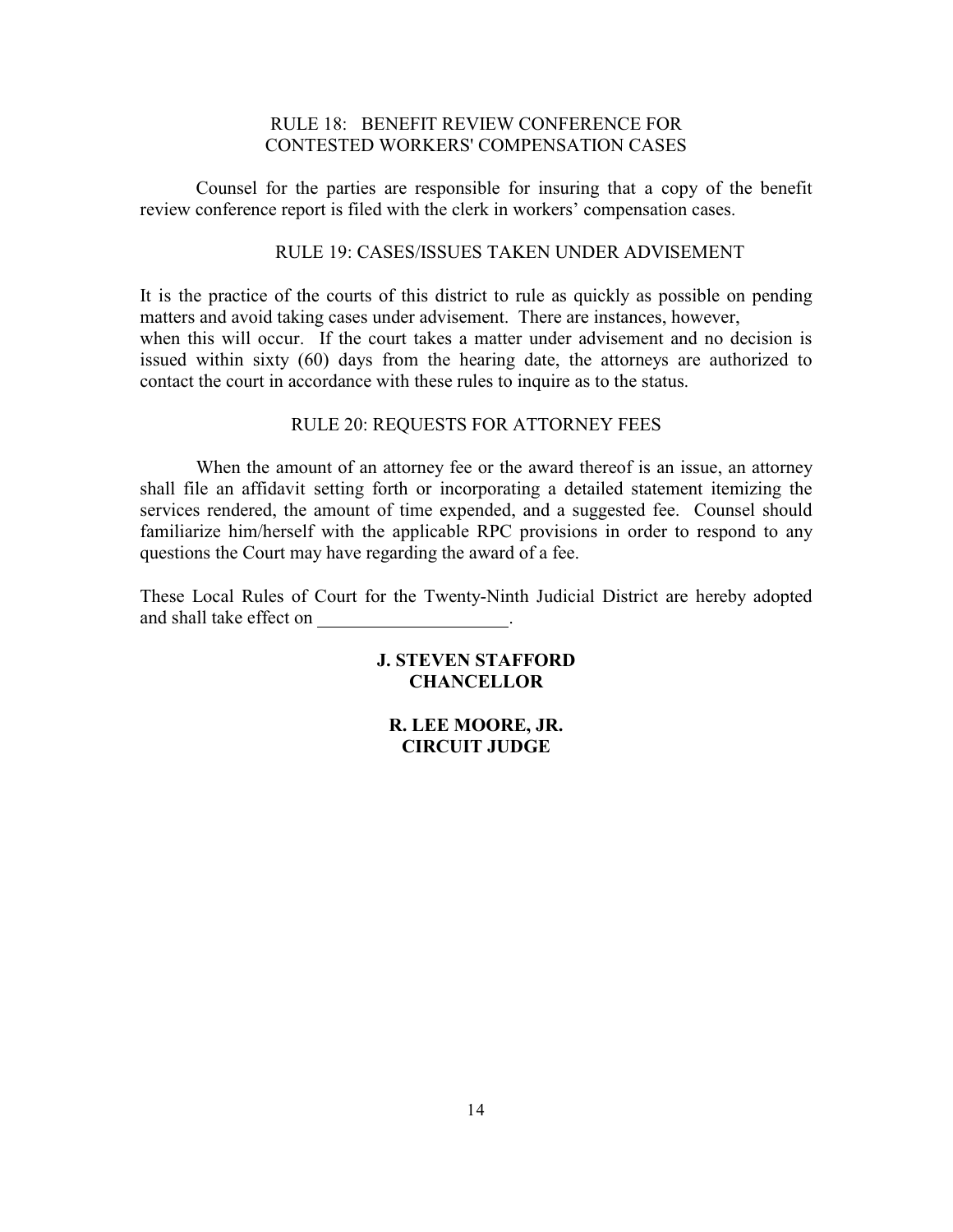## RULE 18: BENEFIT REVIEW CONFERENCE FOR CONTESTED WORKERS' COMPENSATION CASES

Counsel for the parties are responsible for insuring that a copy of the benefit review conference report is filed with the clerk in workers' compensation cases.

## RULE 19: CASES/ISSUES TAKEN UNDER ADVISEMENT

It is the practice of the courts of this district to rule as quickly as possible on pending matters and avoid taking cases under advisement. There are instances, however, when this will occur. If the court takes a matter under advisement and no decision is issued within sixty (60) days from the hearing date, the attorneys are authorized to contact the court in accordance with these rules to inquire as to the status.

## RULE 20: REQUESTS FOR ATTORNEY FEES

When the amount of an attorney fee or the award thereof is an issue, an attorney shall file an affidavit setting forth or incorporating a detailed statement itemizing the services rendered, the amount of time expended, and a suggested fee. Counsel should familiarize him/herself with the applicable RPC provisions in order to respond to any questions the Court may have regarding the award of a fee.

These Local Rules of Court for the Twenty-Ninth Judicial District are hereby adopted and shall take effect on ____________________.

**J. STEVEN STAFFORD**
**CHANCELLOR**

**R. LEE MOORE, JR.**
**CIRCUIT JUDGE**